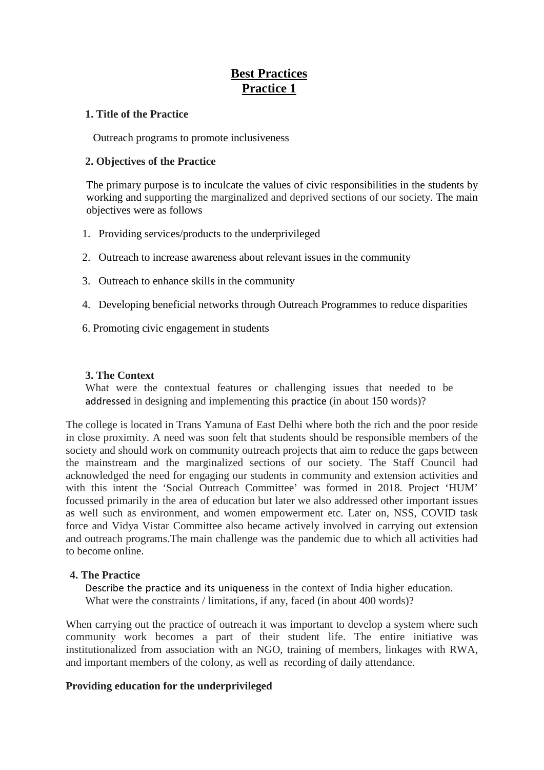# Best Practices
# Practice 1

**1. Title of the Practice**

Outreach programs to promote inclusiveness

**2. Objectives of the Practice**

The primary purpose is to inculcate the values of civic responsibilities in the students by working and supporting the marginalized and deprived sections of our society. The main objectives were as follows

1. Providing services/products to the underprivileged
2. Outreach to increase awareness about relevant issues in the community
3. Outreach to enhance skills in the community
4. Developing beneficial networks through Outreach Programmes to reduce disparities

6. Promoting civic engagement in students

**3. The Context**

What were the contextual features or challenging issues that needed to be addressed in designing and implementing this practice (in about 150 words)?

The college is located in Trans Yamuna of East Delhi where both the rich and the poor reside in close proximity. A need was soon felt that students should be responsible members of the society and should work on community outreach projects that aim to reduce the gaps between the mainstream and the marginalized sections of our society. The Staff Council had acknowledged the need for engaging our students in community and extension activities and with this intent the 'Social Outreach Committee' was formed in 2018. Project 'HUM' focussed primarily in the area of education but later we also addressed other important issues as well such as environment, and women empowerment etc. Later on, NSS, COVID task force and Vidya Vistar Committee also became actively involved in carrying out extension and outreach programs.The main challenge was the pandemic due to which all activities had to become online.

**4. The Practice**

Describe the practice and its uniqueness in the context of India higher education. What were the constraints / limitations, if any, faced (in about 400 words)?

When carrying out the practice of outreach it was important to develop a system where such community work becomes a part of their student life. The entire initiative was institutionalized from association with an NGO, training of members, linkages with RWA, and important members of the colony, as well as recording of daily attendance.

**Providing education for the underprivileged**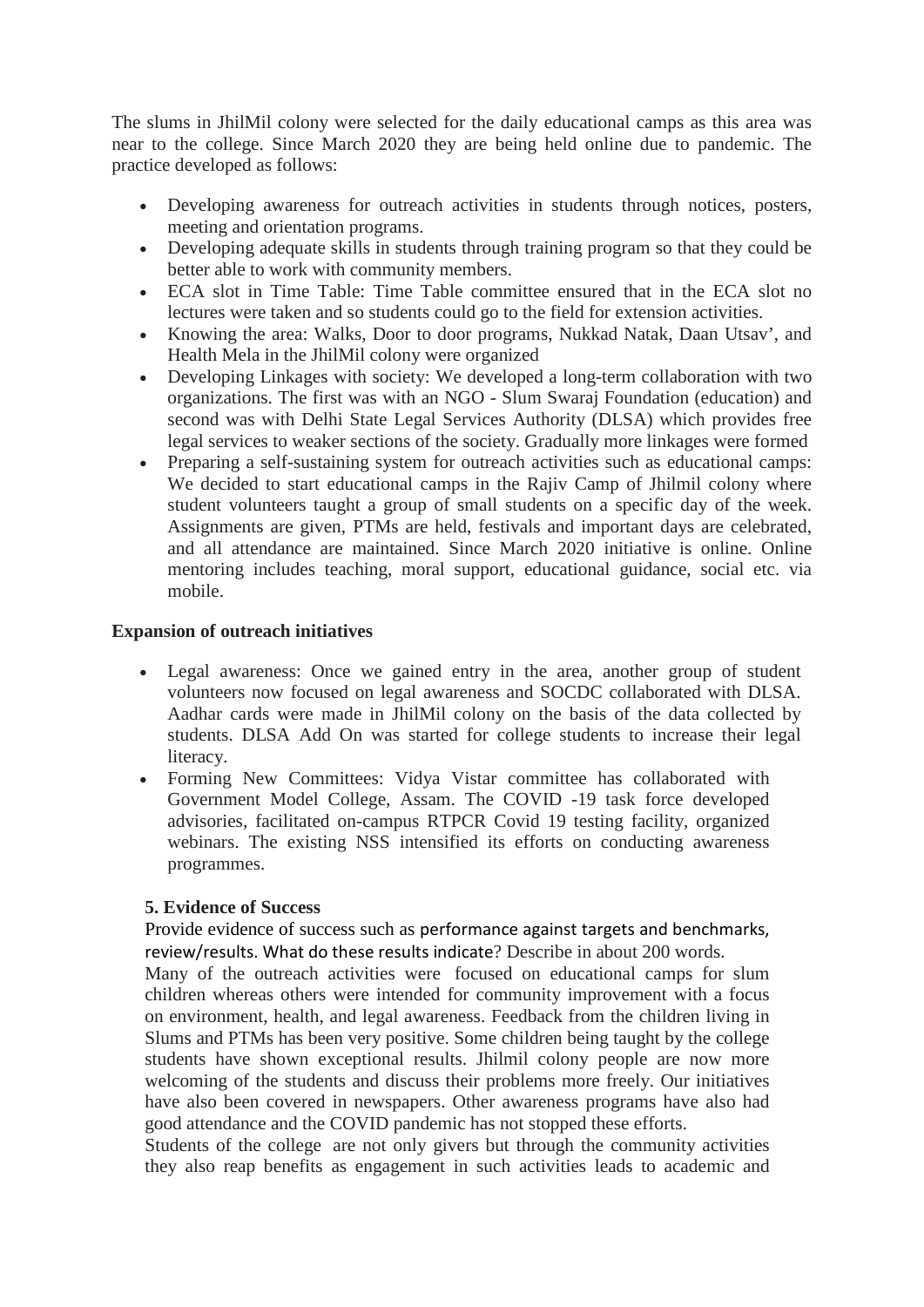The slums in JhilMil colony were selected for the daily educational camps as this area was near to the college. Since March 2020 they are being held online due to pandemic. The practice developed as follows:

- Developing awareness for outreach activities in students through notices, posters, meeting and orientation programs.
- Developing adequate skills in students through training program so that they could be better able to work with community members.
- ECA slot in Time Table: Time Table committee ensured that in the ECA slot no lectures were taken and so students could go to the field for extension activities.
- Knowing the area: Walks, Door to door programs, Nukkad Natak, Daan Utsav', and Health Mela in the JhilMil colony were organized
- Developing Linkages with society: We developed a long-term collaboration with two organizations. The first was with an NGO - Slum Swaraj Foundation (education) and second was with Delhi State Legal Services Authority (DLSA) which provides free legal services to weaker sections of the society. Gradually more linkages were formed
- Preparing a self-sustaining system for outreach activities such as educational camps: We decided to start educational camps in the Rajiv Camp of Jhilmil colony where student volunteers taught a group of small students on a specific day of the week. Assignments are given, PTMs are held, festivals and important days are celebrated, and all attendance are maintained. Since March 2020 initiative is online. Online mentoring includes teaching, moral support, educational guidance, social etc. via mobile.

**Expansion of outreach initiatives**

- Legal awareness: Once we gained entry in the area, another group of student volunteers now focused on legal awareness and SOCDC collaborated with DLSA. Aadhar cards were made in JhilMil colony on the basis of the data collected by students. DLSA Add On was started for college students to increase their legal literacy.
- Forming New Committees: Vidya Vistar committee has collaborated with Government Model College, Assam. The COVID -19 task force developed advisories, facilitated on-campus RTPCR Covid 19 testing facility, organized webinars. The existing NSS intensified its efforts on conducting awareness programmes.

**5. Evidence of Success**

Provide evidence of success such as performance against targets and benchmarks, review/results. What do these results indicate? Describe in about 200 words.

Many of the outreach activities were focused on educational camps for slum children whereas others were intended for community improvement with a focus on environment, health, and legal awareness. Feedback from the children living in Slums and PTMs has been very positive. Some children being taught by the college students have shown exceptional results. Jhilmil colony people are now more welcoming of the students and discuss their problems more freely. Our initiatives have also been covered in newspapers. Other awareness programs have also had good attendance and the COVID pandemic has not stopped these efforts.

Students of the college are not only givers but through the community activities they also reap benefits as engagement in such activities leads to academic and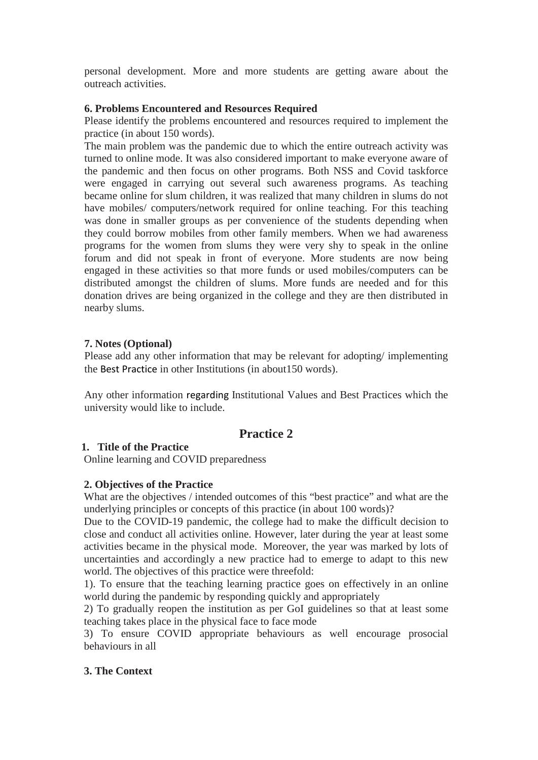personal development. More and more students are getting aware about the outreach activities.

**6. Problems Encountered and Resources Required**

Please identify the problems encountered and resources required to implement the practice (in about 150 words).

The main problem was the pandemic due to which the entire outreach activity was turned to online mode. It was also considered important to make everyone aware of the pandemic and then focus on other programs. Both NSS and Covid taskforce were engaged in carrying out several such awareness programs. As teaching became online for slum children, it was realized that many children in slums do not have mobiles/ computers/network required for online teaching. For this teaching was done in smaller groups as per convenience of the students depending when they could borrow mobiles from other family members. When we had awareness programs for the women from slums they were very shy to speak in the online forum and did not speak in front of everyone. More students are now being engaged in these activities so that more funds or used mobiles/computers can be distributed amongst the children of slums. More funds are needed and for this donation drives are being organized in the college and they are then distributed in nearby slums.

**7. Notes (Optional)**

Please add any other information that may be relevant for adopting/ implementing the Best Practice in other Institutions (in about150 words).

Any other information regarding Institutional Values and Best Practices which the university would like to include.

## Practice 2

**1. Title of the Practice**

Online learning and COVID preparedness

**2. Objectives of the Practice**

What are the objectives / intended outcomes of this "best practice" and what are the underlying principles or concepts of this practice (in about 100 words)?

Due to the COVID-19 pandemic, the college had to make the difficult decision to close and conduct all activities online. However, later during the year at least some activities became in the physical mode. Moreover, the year was marked by lots of uncertainties and accordingly a new practice had to emerge to adapt to this new world. The objectives of this practice were threefold:

1). To ensure that the teaching learning practice goes on effectively in an online world during the pandemic by responding quickly and appropriately

2) To gradually reopen the institution as per GoI guidelines so that at least some teaching takes place in the physical face to face mode

3) To ensure COVID appropriate behaviours as well encourage prosocial behaviours in all

**3. The Context**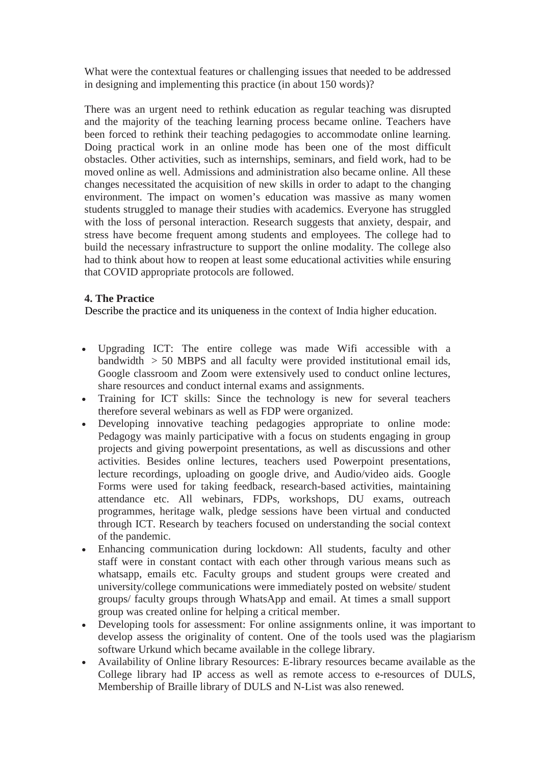What were the contextual features or challenging issues that needed to be addressed in designing and implementing this practice (in about 150 words)?

There was an urgent need to rethink education as regular teaching was disrupted and the majority of the teaching learning process became online. Teachers have been forced to rethink their teaching pedagogies to accommodate online learning. Doing practical work in an online mode has been one of the most difficult obstacles. Other activities, such as internships, seminars, and field work, had to be moved online as well. Admissions and administration also became online. All these changes necessitated the acquisition of new skills in order to adapt to the changing environment. The impact on women's education was massive as many women students struggled to manage their studies with academics. Everyone has struggled with the loss of personal interaction. Research suggests that anxiety, despair, and stress have become frequent among students and employees. The college had to build the necessary infrastructure to support the online modality. The college also had to think about how to reopen at least some educational activities while ensuring that COVID appropriate protocols are followed.

**4. The Practice**

Describe the practice and its uniqueness in the context of India higher education.

- Upgrading ICT: The entire college was made Wifi accessible with a bandwidth > 50 MBPS and all faculty were provided institutional email ids, Google classroom and Zoom were extensively used to conduct online lectures, share resources and conduct internal exams and assignments.
- Training for ICT skills: Since the technology is new for several teachers therefore several webinars as well as FDP were organized.
- Developing innovative teaching pedagogies appropriate to online mode: Pedagogy was mainly participative with a focus on students engaging in group projects and giving powerpoint presentations, as well as discussions and other activities. Besides online lectures, teachers used Powerpoint presentations, lecture recordings, uploading on google drive, and Audio/video aids. Google Forms were used for taking feedback, research-based activities, maintaining attendance etc. All webinars, FDPs, workshops, DU exams, outreach programmes, heritage walk, pledge sessions have been virtual and conducted through ICT. Research by teachers focused on understanding the social context of the pandemic.
- Enhancing communication during lockdown: All students, faculty and other staff were in constant contact with each other through various means such as whatsapp, emails etc. Faculty groups and student groups were created and university/college communications were immediately posted on website/ student groups/ faculty groups through WhatsApp and email. At times a small support group was created online for helping a critical member.
- Developing tools for assessment: For online assignments online, it was important to develop assess the originality of content. One of the tools used was the plagiarism software Urkund which became available in the college library.
- Availability of Online library Resources: E-library resources became available as the College library had IP access as well as remote access to e-resources of DULS, Membership of Braille library of DULS and N-List was also renewed.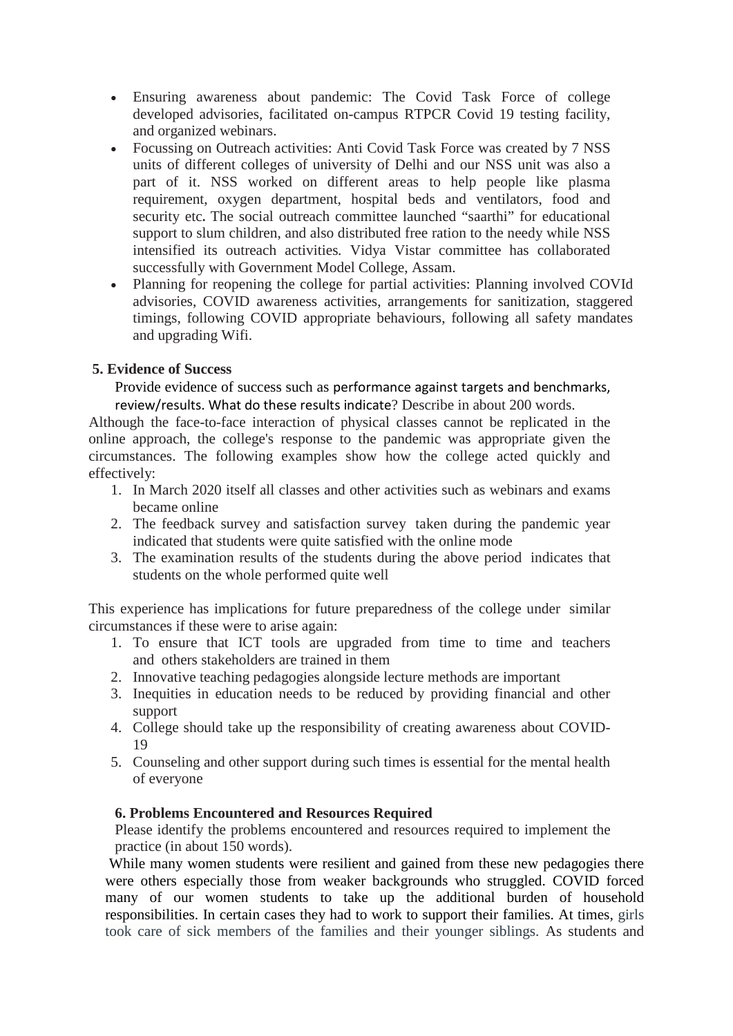- Ensuring awareness about pandemic: The Covid Task Force of college developed advisories, facilitated on-campus RTPCR Covid 19 testing facility, and organized webinars.
- Focussing on Outreach activities: Anti Covid Task Force was created by 7 NSS units of different colleges of university of Delhi and our NSS unit was also a part of it. NSS worked on different areas to help people like plasma requirement, oxygen department, hospital beds and ventilators, food and security etc. The social outreach committee launched "saarthi" for educational support to slum children, and also distributed free ration to the needy while NSS intensified its outreach activities. Vidya Vistar committee has collaborated successfully with Government Model College, Assam.
- Planning for reopening the college for partial activities: Planning involved COVId advisories, COVID awareness activities, arrangements for sanitization, staggered timings, following COVID appropriate behaviours, following all safety mandates and upgrading Wifi.

**5. Evidence of Success**

Provide evidence of success such as performance against targets and benchmarks, review/results. What do these results indicate? Describe in about 200 words.

Although the face-to-face interaction of physical classes cannot be replicated in the online approach, the college's response to the pandemic was appropriate given the circumstances. The following examples show how the college acted quickly and effectively:

1. In March 2020 itself all classes and other activities such as webinars and exams became online
2. The feedback survey and satisfaction survey taken during the pandemic year indicated that students were quite satisfied with the online mode
3. The examination results of the students during the above period indicates that students on the whole performed quite well

This experience has implications for future preparedness of the college under similar circumstances if these were to arise again:

1. To ensure that ICT tools are upgraded from time to time and teachers and others stakeholders are trained in them
2. Innovative teaching pedagogies alongside lecture methods are important
3. Inequities in education needs to be reduced by providing financial and other support
4. College should take up the responsibility of creating awareness about COVID-19
5. Counseling and other support during such times is essential for the mental health of everyone

**6. Problems Encountered and Resources Required**

Please identify the problems encountered and resources required to implement the practice (in about 150 words).

While many women students were resilient and gained from these new pedagogies there were others especially those from weaker backgrounds who struggled. COVID forced many of our women students to take up the additional burden of household responsibilities. In certain cases they had to work to support their families. At times, girls took care of sick members of the families and their younger siblings. As students and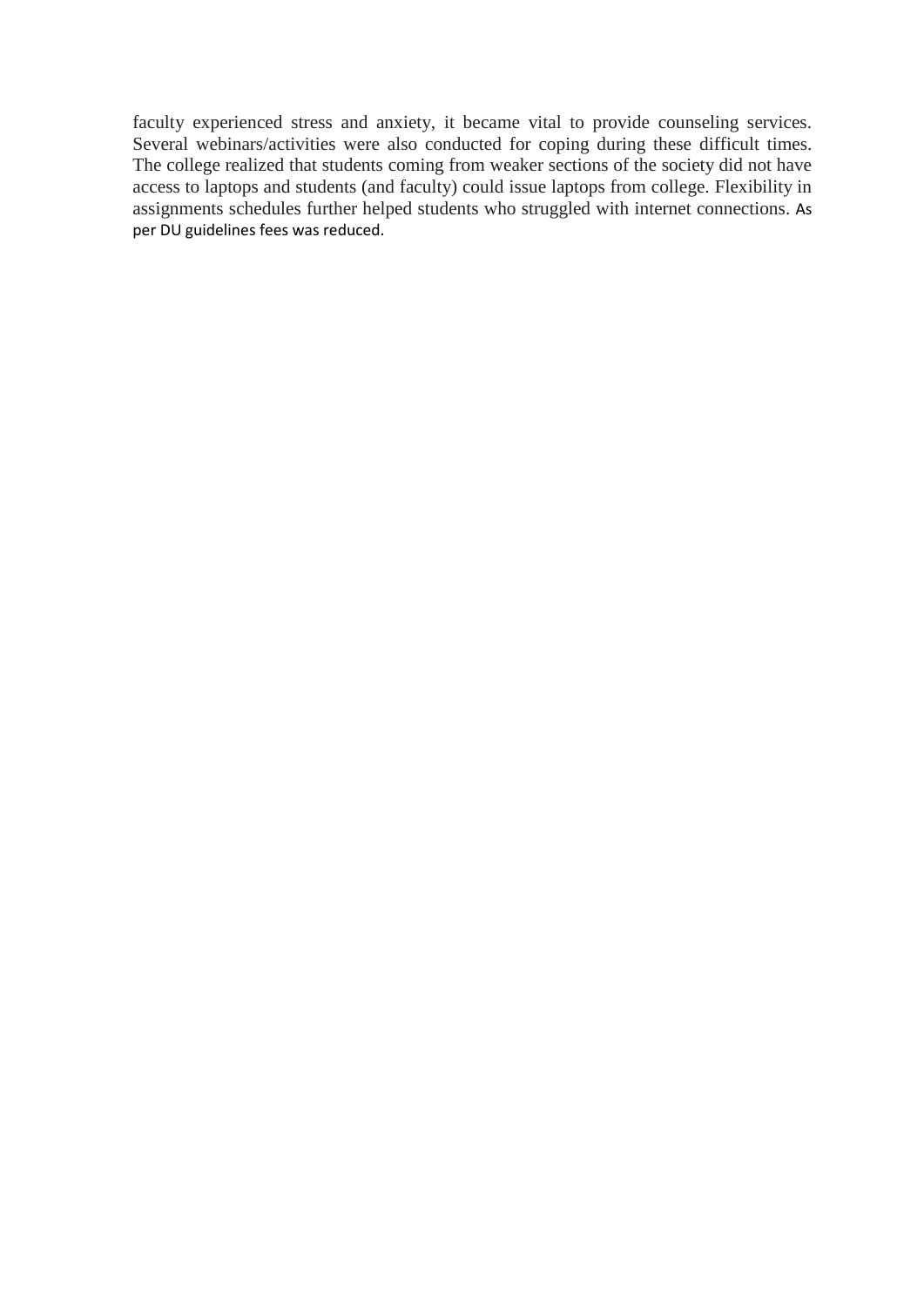faculty experienced stress and anxiety, it became vital to provide counseling services. Several webinars/activities were also conducted for coping during these difficult times. The college realized that students coming from weaker sections of the society did not have access to laptops and students (and faculty) could issue laptops from college. Flexibility in assignments schedules further helped students who struggled with internet connections. As per DU guidelines fees was reduced.